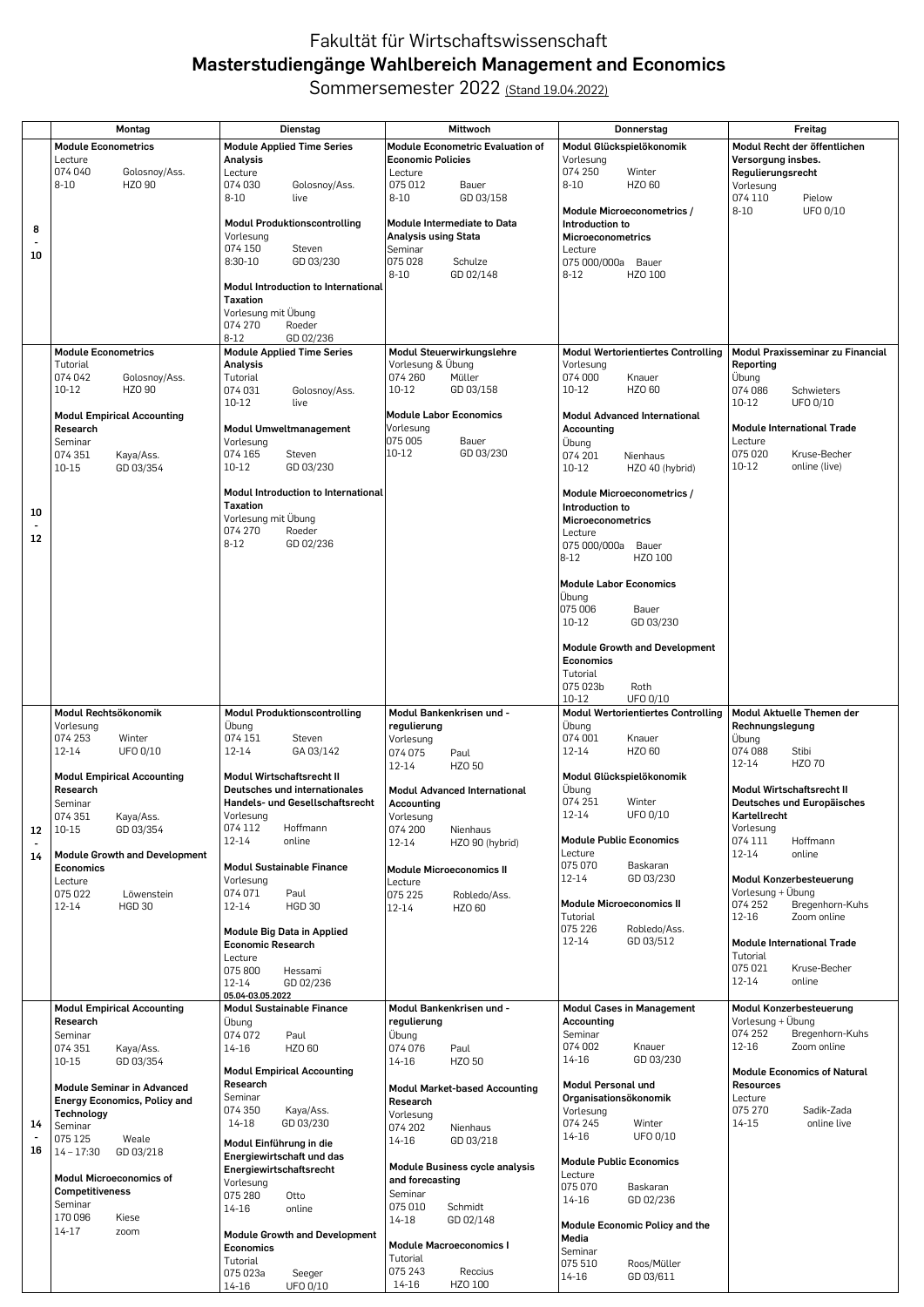# Fakultät für Wirtschaftswissenschaft

## Masterstudiengänge Wahlbereich Management and Economics

Sommersemester 2022 (Stand 19.04.2022)

| | Montag | Dienstag | Mittwoch | Donnerstag | Freitag |
|---|---|---|---|---|---|
| 8 - 10 | **Module Econometrics**<br>Lecture<br>074 040 Golosnoy/Ass.<br>8-10 HZO 90 | **Module Applied Time Series Analysis**<br>Lecture<br>074 030 Golosnoy/Ass.<br>8-10 live<br><br>**Modul Produktionscontrolling**<br>Vorlesung<br>074 150 Steven<br>8:30-10 GD 03/230<br><br>**Modul Introduction to International Taxation**<br>Vorlesung mit Übung<br>074 270 Roeder<br>8-12 GD 02/236 | **Module Econometric Evaluation of Economic Policies**<br>Lecture<br>075 012 Bauer<br>8-10 GD 03/158<br><br>**Module Intermediate to Data Analysis using Stata**<br>Seminar<br>075 028 Schulze<br>8-10 GD 02/148 | **Modul Glückspielökonomik**<br>Vorlesung<br>074 250 Winter<br>8-10 HZO 60<br><br>**Module Microeconometrics / Introduction to Microeconometrics**<br>Lecture<br>075 000/000a Bauer<br>8-12 HZO 100 | **Modul Recht der öffentlichen Versorgung insbes. Regulierungsrecht**<br>Vorlesung<br>074 110 Pielow<br>8-10 UFO 0/10 |
| 10 - 12 | **Module Econometrics**<br>Tutorial<br>074 042 Golosnoy/Ass.<br>10-12 HZO 90<br><br>**Modul Empirical Accounting Research**<br>Seminar<br>074 351 Kaya/Ass.<br>10-15 GD 03/354 | **Module Applied Time Series Analysis**<br>Tutorial<br>074 031 Golosnoy/Ass.<br>10-12 live<br><br>**Modul Umweltmanagement**<br>Vorlesung<br>074 165 Steven<br>10-12 GD 03/230<br><br>**Modul Introduction to International Taxation**<br>Vorlesung mit Übung<br>074 270 Roeder<br>8-12 GD 02/236 | **Modul Steuerwirkungslehre**<br>Vorlesung & Übung<br>074 260 Müller<br>10-12 GD 03/158<br><br>**Module Labor Economics**<br>Vorlesung<br>075 005 Bauer<br>10-12 GD 03/230 | **Modul Wertorientiertes Controlling**<br>Vorlesung<br>074 000 Knauer<br>10-12 HZO 60<br><br>**Modul Advanced International Accounting**<br>Übung<br>074 201 Nienhaus<br>10-12 HZO 40 (hybrid)<br><br>**Module Microeconometrics / Introduction to Microeconometrics**<br>Lecture<br>075 000/000a Bauer<br>8-12 HZO 100<br><br>**Module Labor Economics**<br>Übung<br>075 006 Bauer<br>10-12 GD 03/230<br><br>**Module Growth and Development Economics**<br>Tutorial<br>075 023b Roth<br>10-12 UFO 0/10 | **Modul Praxisseminar zu Financial Reporting**<br>Übung<br>074 086 Schwieters<br>10-12 UFO 0/10<br><br>**Module International Trade**<br>Lecture<br>075 020 Kruse-Becher<br>10-12 online (live) |
| 12 - 14 | **Modul Rechtsökonomik**<br>Vorlesung<br>074 253 Winter<br>12-14 UFO 0/10<br><br>**Modul Empirical Accounting Research**<br>Seminar<br>074 351 Kaya/Ass.<br>10-15 GD 03/354<br><br>**Module Growth and Development Economics**<br>Lecture<br>075 022 Löwenstein<br>12-14 HGD 30 | **Modul Produktionscontrolling**<br>Übung<br>074 151 Steven<br>12-14 GA 03/142<br><br>**Modul Wirtschaftsrecht II Deutsches und internationales Handels- und Gesellschaftsrecht**<br>Vorlesung<br>074 112 Hoffmann<br>12-14 online<br><br>**Modul Sustainable Finance**<br>Vorlesung<br>074 071 Paul<br>12-14 HGD 30<br><br>**Module Big Data in Applied Economic Research**<br>Lecture<br>075 800 Hessami<br>12-14 GD 02/236<br>05.04-03.05.2022 | **Modul Bankenkrisen und -regulierung**<br>Vorlesung<br>074 075 Paul<br>12-14 HZO 50<br><br>**Modul Advanced International Accounting**<br>Vorlesung<br>074 200 Nienhaus<br>12-14 HZO 90 (hybrid)<br><br>**Module Microeconomics II**<br>Lecture<br>075 225 Robledo/Ass.<br>12-14 HZO 60 | **Modul Wertorientiertes Controlling**<br>Übung<br>074 001 Knauer<br>12-14 HZO 60<br><br>**Modul Glückspielökonomik**<br>Übung<br>074 251 Winter<br>12-14 UFO 0/10<br><br>**Module Public Economics**<br>Lecture<br>075 070 Baskaran<br>12-14 GD 03/230<br><br>**Module Microeconomics II**<br>Tutorial<br>075 226 Robledo/Ass.<br>12-14 GD 03/512 | **Modul Aktuelle Themen der Rechnungslegung**<br>Übung<br>074 088 Stibi<br>12-14 HZO 70<br><br>**Modul Wirtschaftsrecht II Deutsches und Europäisches Kartellrecht**<br>Vorlesung<br>074 111 Hoffmann<br>12-14 online<br><br>**Modul Konzernbesteuerung**<br>Vorlesung + Übung<br>074 252 Bregenhorn-Kuhs<br>12-16 Zoom online<br><br>**Module International Trade**<br>Tutorial<br>075 021 Kruse-Becher<br>12-14 online |
| 14 - 16 | **Modul Empirical Accounting Research**<br>Seminar<br>074 351 Kaya/Ass.<br>10-15 GD 03/354<br><br>**Module Seminar in Advanced Energy Economics, Policy and Technology**<br>Seminar<br>075 125 Weale<br>14 – 17:30 GD 03/218<br><br>**Modul Microeconomics of Competitiveness**<br>Seminar<br>170 096 Kiese<br>14-17 zoom | **Modul Sustainable Finance**<br>Übung<br>074 072 Paul<br>14-16 HZO 60<br><br>**Modul Empirical Accounting Research**<br>Seminar<br>074 350 Kaya/Ass.<br>14-18 GD 03/230<br><br>**Modul Einführung in die Energiewirtschaft und das Energiewirtschaftsrecht**<br>Vorlesung<br>075 280 Otto<br>14-16 online<br><br>**Module Growth and Development Economics**<br>Tutorial<br>075 023a Seeger<br>14-16 UFO 0/10 | **Modul Bankenkrisen und -regulierung**<br>Übung<br>074 076 Paul<br>14-16 HZO 50<br><br>**Modul Market-based Accounting Research**<br>Vorlesung<br>074 202 Nienhaus<br>14-16 GD 03/218<br><br>**Module Business cycle analysis and forecasting**<br>Seminar<br>075 010 Schmidt<br>14-18 GD 02/148<br><br>**Module Macroeconomics I**<br>Tutorial<br>075 243 Reccius<br>14-16 HZO 100 | **Modul Cases in Management Accounting**<br>Seminar<br>074 002 Knauer<br>14-16 GD 03/230<br><br>**Modul Personal und Organisationsökonomik**<br>Vorlesung<br>074 245 Winter<br>14-16 UFO 0/10<br><br>**Module Public Economics**<br>Lecture<br>075 070 Baskaran<br>14-16 GD 02/236<br><br>**Module Economic Policy and the Media**<br>Seminar<br>075 510 Roos/Müller<br>14-16 GD 03/611 | **Modul Konzernbesteuerung**<br>Vorlesung + Übung<br>074 252 Bregenhorn-Kuhs<br>12-16 Zoom online<br><br>**Module Economics of Natural Resources**<br>Lecture<br>075 270 Sadik-Zada<br>14-15 online live |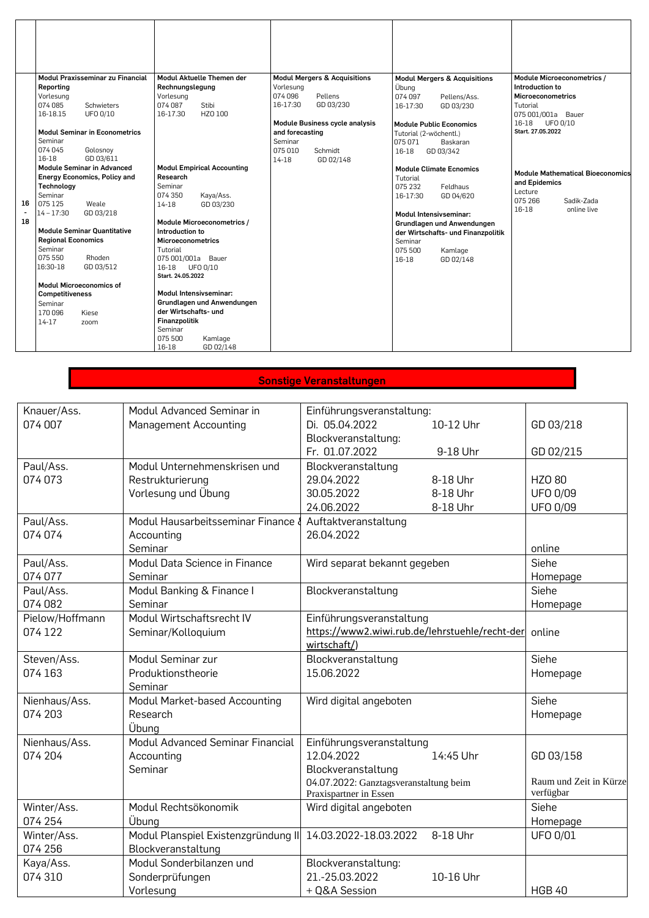| | | | | | |
|---|---|---|---|---|---|
| | | | | | |
| 16 - 18 | **Modul Praxisseminar zu Financial Reporting**<br>Vorlesung<br>074 085 Schwieters<br>16-18.15 UFO 0/10<br><br>**Modul Seminar in Econometrics**<br>Seminar<br>074 045 Golosnoy<br>16-18 GD 03/611<br>**Module Seminar in Advanced Energy Economics, Policy and Technology**<br>Seminar<br>075 125 Weale<br>14 – 17:30 GD 03/218<br><br>**Module Seminar Quantitative Regional Economics**<br>Seminar<br>075 550 Rhoden<br>16:30-18 GD 03/512<br><br>**Modul Microeconomics of Competitiveness**<br>Seminar<br>170 096 Kiese<br>14-17 zoom | **Modul Aktuelle Themen der Rechnungslegung**<br>Vorlesung<br>074 087 Stibi<br>16-17.30 HZO 100<br><br>**Modul Empirical Accounting Research**<br>Seminar<br>074 350 Kaya/Ass.<br>14-18 GD 03/230<br><br>**Module Microeconometrics / Introduction to Microeconometrics**<br>Tutorial<br>075 001/001a Bauer<br>16-18 UFO 0/10<br>Start. 24.05.2022<br><br>**Modul Intensivseminar: Grundlagen und Anwendungen der Wirtschafts- und Finanzpolitik**<br>Seminar<br>075 500 Kamlage<br>16-18 GD 02/148 | **Modul Mergers & Acquisitions**<br>Vorlesung<br>074 096 Pellens<br>16-17:30 GD 03/230<br><br>**Module Business cycle analysis and forecasting**<br>Seminar<br>075 010 Schmidt<br>14-18 GD 02/148 | **Modul Mergers & Acquisitions**<br>Übung<br>074 097 Pellens/Ass.<br>16-17:30 GD 03/230<br><br>**Module Public Economics**<br>Tutorial (2-wöchentl.)<br>075 071 Baskaran<br>16-18 GD 03/342<br><br>**Module Climate Ecnomics**<br>Tutorial<br>075 232 Feldhaus<br>16-17:30 GD 04/620<br><br>**Modul Intensivseminar: Grundlagen und Anwendungen der Wirtschafts- und Finanzpolitik**<br>Seminar<br>075 500 Kamlage<br>16-18 GD 02/148 | **Module Microeconometrics / Introduction to Microeconometrics**<br>Tutorial<br>075 001/001a Bauer<br>16-18 UFO 0/10<br>Start. 27.05.2022<br><br>**Module Mathematical Bioeconomics and Epidemics**<br>Lecture<br>075 266 Sadik-Zada<br>16-18 online live |

## Sonstige Veranstaltungen

| | | | |
|---|---|---|---|
| Knauer/Ass.<br>074 007 | Modul Advanced Seminar in Management Accounting | Einführungsveranstaltung:<br>Di. 05.04.2022 10-12 Uhr<br>Blockveranstaltung:<br>Fr. 01.07.2022 9-18 Uhr | GD 03/218<br><br>GD 02/215 |
| Paul/Ass.<br>074 073 | Modul Unternehmenskrisen und Restrukturierung<br>Vorlesung und Übung | Blockveranstaltung<br>29.04.2022 8-18 Uhr<br>30.05.2022 8-18 Uhr<br>24.06.2022 8-18 Uhr | HZO 80<br>UFO 0/09<br>UFO 0/09 |
| Paul/Ass.<br>074 074 | Modul Hausarbeitsseminar Finance & Accounting<br>Seminar | Auftaktveranstaltung<br>26.04.2022 | online |
| Paul/Ass.<br>074 077 | Modul Data Science in Finance<br>Seminar | Wird separat bekannt gegeben | Siehe Homepage |
| Paul/Ass.<br>074 082 | Modul Banking & Finance I<br>Seminar | Blockveranstaltung | Siehe Homepage |
| Pielow/Hoffmann<br>074 122 | Modul Wirtschaftsrecht IV<br>Seminar/Kolloquium | Einführungsveranstaltung<br>https://www2.wiwi.rub.de/lehrstuehle/recht-der-wirtschaft/) | online |
| Steven/Ass.<br>074 163 | Modul Seminar zur Produktionstheorie<br>Seminar | Blockveranstaltung<br>15.06.2022 | Siehe Homepage |
| Nienhaus/Ass.<br>074 203 | Modul Market-based Accounting Research<br>Übung | Wird digital angeboten | Siehe Homepage |
| Nienhaus/Ass.<br>074 204 | Modul Advanced Seminar Financial Accounting<br>Seminar | Einführungsveranstaltung<br>12.04.2022 14:45 Uhr<br>Blockveranstaltung<br>04.07.2022: Ganztagsveranstaltung beim Praxispartner in Essen | GD 03/158<br><br>Raum und Zeit in Kürze verfügbar |
| Winter/Ass.<br>074 254 | Modul Rechtsökonomik<br>Übung | Wird digital angeboten | Siehe Homepage |
| Winter/Ass.<br>074 256 | Modul Planspiel Existenzgründung II<br>Blockveranstaltung | 14.03.2022-18.03.2022 8-18 Uhr | UFO 0/01 |
| Kaya/Ass.<br>074 310 | Modul Sonderbilanzen und Sonderprüfungen<br>Vorlesung | Blockveranstaltung:<br>21.-25.03.2022 10-16 Uhr<br>+ Q&A Session | HGB 40 |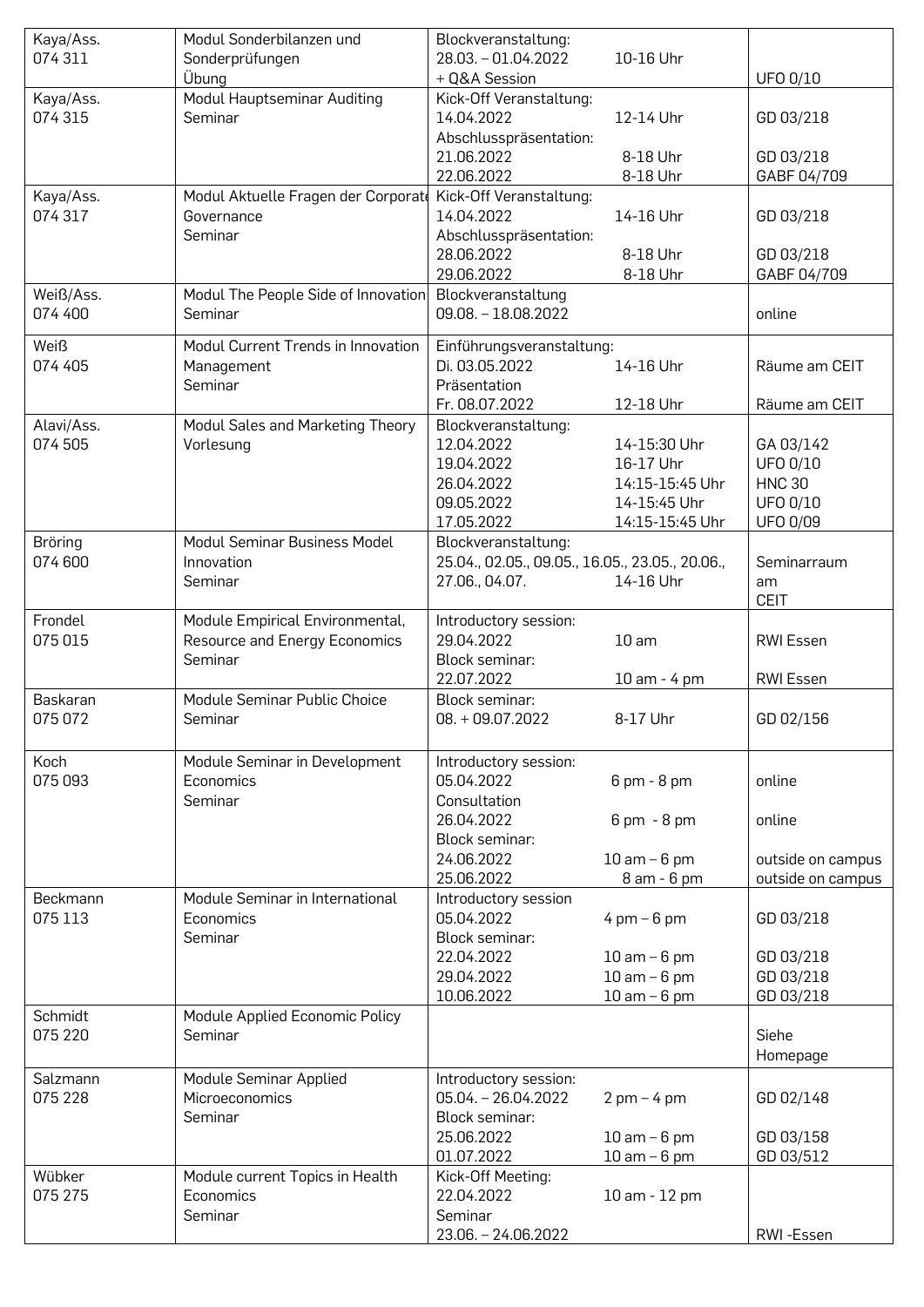| | | | |
|---|---|---|---|
| Kaya/Ass.<br>074 311 | Modul Sonderbilanzen und Sonderprüfungen<br>Übung | Blockveranstaltung:<br>28.03. – 01.04.2022 10-16 Uhr<br>+ Q&A Session | UFO 0/10 |
| Kaya/Ass.<br>074 315 | Modul Hauptseminar Auditing<br>Seminar | Kick-Off Veranstaltung:<br>14.04.2022 12-14 Uhr<br>Abschlusspräsentation:<br>21.06.2022 8-18 Uhr<br>22.06.2022 8-18 Uhr | GD 03/218<br><br>GD 03/218<br>GABF 04/709 |
| Kaya/Ass.<br>074 317 | Modul Aktuelle Fragen der Corporate Governance<br>Seminar | Kick-Off Veranstaltung:<br>14.04.2022 14-16 Uhr<br>Abschlusspräsentation:<br>28.06.2022 8-18 Uhr<br>29.06.2022 8-18 Uhr | GD 03/218<br><br>GD 03/218<br>GABF 04/709 |
| Weiß/Ass.<br>074 400 | Modul The People Side of Innovation<br>Seminar | Blockveranstaltung<br>09.08. – 18.08.2022 | online |
| Weiß<br>074 405 | Modul Current Trends in Innovation Management<br>Seminar | Einführungsveranstaltung:<br>Di. 03.05.2022 14-16 Uhr<br>Präsentation<br>Fr. 08.07.2022 12-18 Uhr | Räume am CEIT<br><br>Räume am CEIT |
| Alavi/Ass.<br>074 505 | Modul Sales and Marketing Theory<br>Vorlesung | Blockveranstaltung:<br>12.04.2022 14-15:30 Uhr<br>19.04.2022 16-17 Uhr<br>26.04.2022 14:15-15:45 Uhr<br>09.05.2022 14-15:45 Uhr<br>17.05.2022 14:15-15:45 Uhr | <br>GA 03/142<br>UFO 0/10<br>HNC 30<br>UFO 0/10<br>UFO 0/09 |
| Bröring<br>074 600 | Modul Seminar Business Model Innovation<br>Seminar | Blockveranstaltung:<br>25.04., 02.05., 09.05., 16.05., 23.05., 20.06., 27.06., 04.07. 14-16 Uhr | Seminarraum am CEIT |
| Frondel<br>075 015 | Module Empirical Environmental, Resource and Energy Economics<br>Seminar | Introductory session:<br>29.04.2022 10 am<br>Block seminar:<br>22.07.2022 10 am - 4 pm | RWI Essen<br><br>RWI Essen |
| Baskaran<br>075 072 | Module Seminar Public Choice<br>Seminar | Block seminar:<br>08. + 09.07.2022 8-17 Uhr | GD 02/156 |
| Koch<br>075 093 | Module Seminar in Development Economics<br>Seminar | Introductory session:<br>05.04.2022 6 pm - 8 pm<br>Consultation<br>26.04.2022 6 pm - 8 pm<br>Block seminar:<br>24.06.2022 10 am – 6 pm<br>25.06.2022 8 am - 6 pm | online<br><br>online<br><br>outside on campus<br>outside on campus |
| Beckmann<br>075 113 | Module Seminar in International Economics<br>Seminar | Introductory session<br>05.04.2022 4 pm – 6 pm<br>Block seminar:<br>22.04.2022 10 am – 6 pm<br>29.04.2022 10 am – 6 pm<br>10.06.2022 10 am – 6 pm | GD 03/218<br><br>GD 03/218<br>GD 03/218<br>GD 03/218 |
| Schmidt<br>075 220 | Module Applied Economic Policy<br>Seminar | | Siehe Homepage |
| Salzmann<br>075 228 | Module Seminar Applied Microeconomics<br>Seminar | Introductory session:<br>05.04. – 26.04.2022 2 pm – 4 pm<br>Block seminar:<br>25.06.2022 10 am – 6 pm<br>01.07.2022 10 am – 6 pm | GD 02/148<br><br>GD 03/158<br>GD 03/512 |
| Wübker<br>075 275 | Module current Topics in Health Economics<br>Seminar | Kick-Off Meeting:<br>22.04.2022 10 am - 12 pm<br>Seminar<br>23.06. – 24.06.2022 | <br><br><br>RWI -Essen |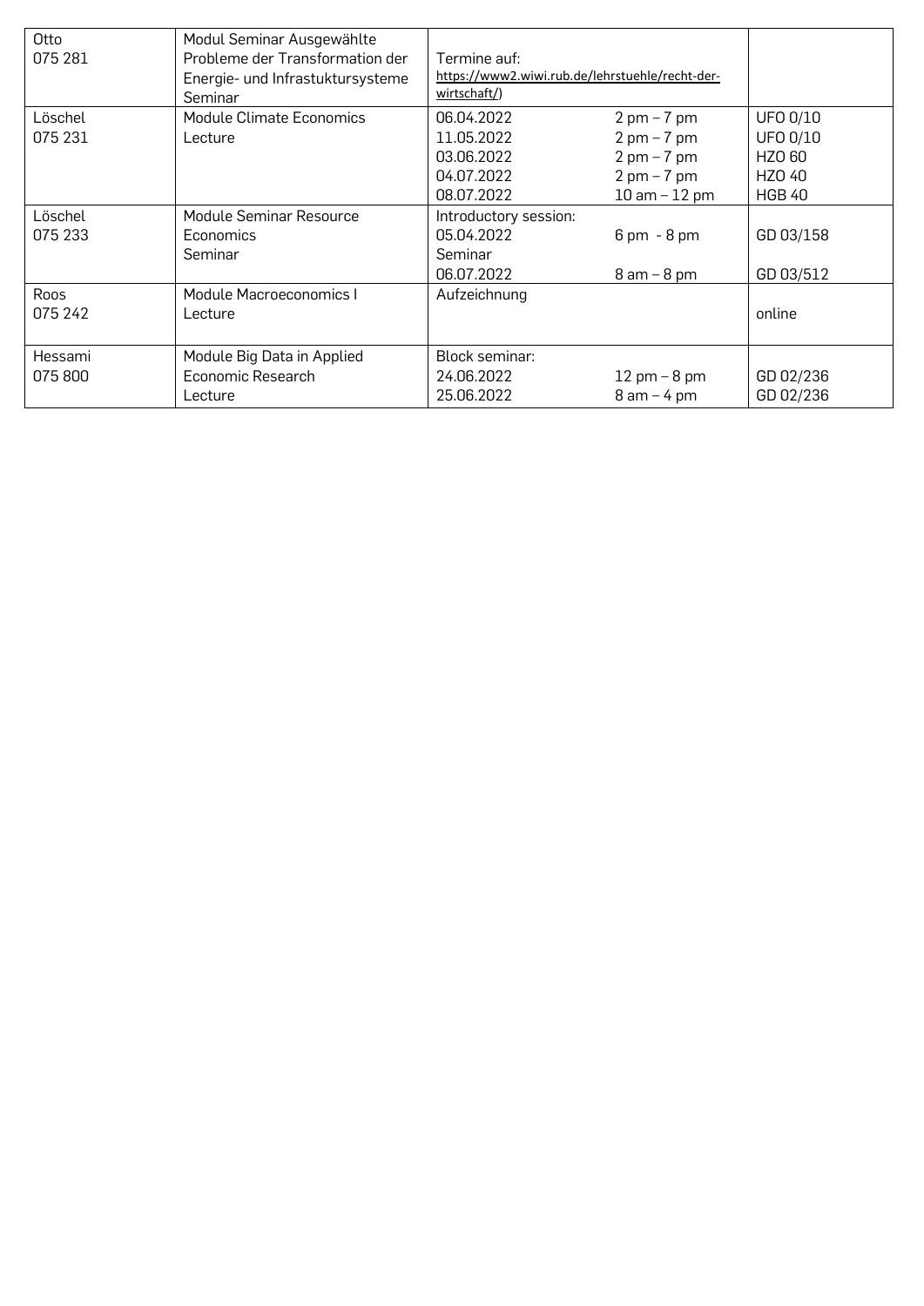| | | | | |
|---|---|---|---|---|
| Otto<br>075 281 | Modul Seminar Ausgewählte Probleme der Transformation der Energie- und Infrastuktursysteme<br>Seminar | Termine auf:<br>https://www2.wiwi.rub.de/lehrstuehle/recht-der-wirtschaft/) | | |
| Löschel<br>075 231 | Module Climate Economics<br>Lecture | 06.04.2022<br>11.05.2022<br>03.06.2022<br>04.07.2022<br>08.07.2022 | 2 pm – 7 pm<br>2 pm – 7 pm<br>2 pm – 7 pm<br>2 pm – 7 pm<br>10 am – 12 pm | UFO 0/10<br>UFO 0/10<br>HZO 60<br>HZO 40<br>HGB 40 |
| Löschel<br>075 233 | Module Seminar Resource Economics<br>Seminar | Introductory session:<br>05.04.2022<br>Seminar<br>06.07.2022 | <br>6 pm - 8 pm<br><br>8 am – 8 pm | <br>GD 03/158<br><br>GD 03/512 |
| Roos<br>075 242 | Module Macroeconomics I<br>Lecture | Aufzeichnung | | online |
| Hessami<br>075 800 | Module Big Data in Applied Economic Research<br>Lecture | Block seminar:<br>24.06.2022<br>25.06.2022 | <br>12 pm – 8 pm<br>8 am – 4 pm | <br>GD 02/236<br>GD 02/236 |